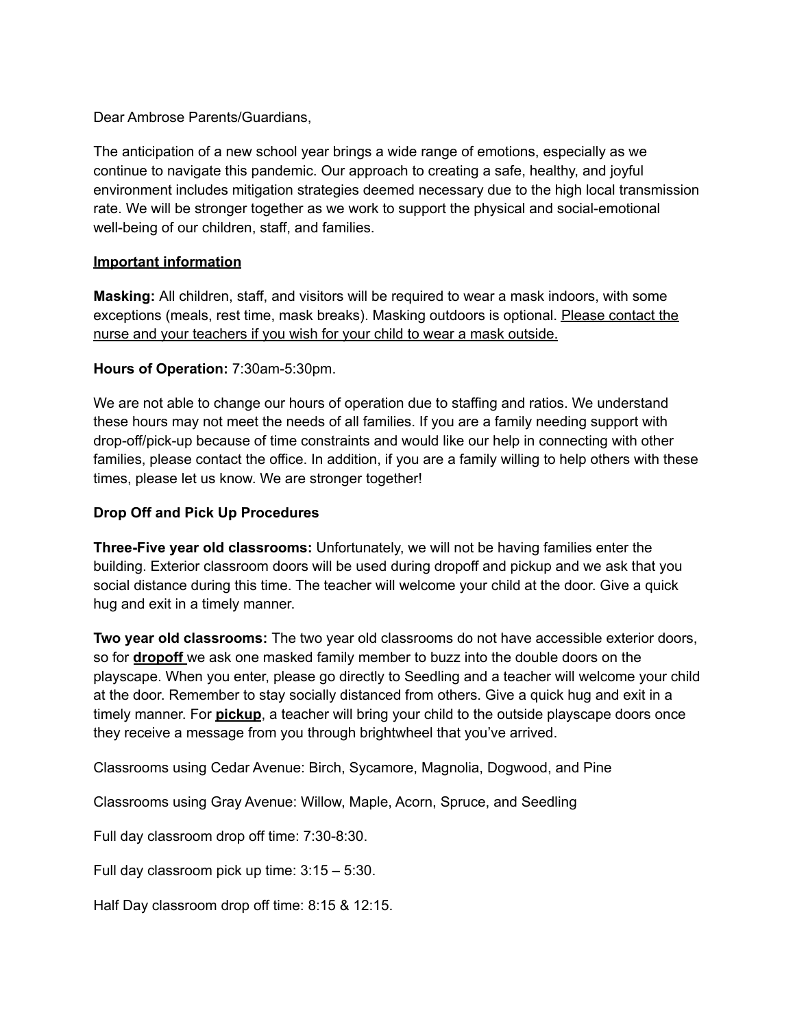Dear Ambrose Parents/Guardians,

The anticipation of a new school year brings a wide range of emotions, especially as we continue to navigate this pandemic. Our approach to creating a safe, healthy, and joyful environment includes mitigation strategies deemed necessary due to the high local transmission rate. We will be stronger together as we work to support the physical and social-emotional well-being of our children, staff, and families.

**Important information**

**Masking:** All children, staff, and visitors will be required to wear a mask indoors, with some exceptions (meals, rest time, mask breaks). Masking outdoors is optional. Please contact the nurse and your teachers if you wish for your child to wear a mask outside.

**Hours of Operation:** 7:30am-5:30pm.

We are not able to change our hours of operation due to staffing and ratios. We understand these hours may not meet the needs of all families. If you are a family needing support with drop-off/pick-up because of time constraints and would like our help in connecting with other families, please contact the office. In addition, if you are a family willing to help others with these times, please let us know. We are stronger together!

**Drop Off and Pick Up Procedures**

**Three-Five year old classrooms:** Unfortunately, we will not be having families enter the building. Exterior classroom doors will be used during dropoff and pickup and we ask that you social distance during this time. The teacher will welcome your child at the door. Give a quick hug and exit in a timely manner.

**Two year old classrooms:** The two year old classrooms do not have accessible exterior doors, so for **dropoff** we ask one masked family member to buzz into the double doors on the playscape. When you enter, please go directly to Seedling and a teacher will welcome your child at the door. Remember to stay socially distanced from others. Give a quick hug and exit in a timely manner. For **pickup**, a teacher will bring your child to the outside playscape doors once they receive a message from you through brightwheel that you've arrived.

Classrooms using Cedar Avenue: Birch, Sycamore, Magnolia, Dogwood, and Pine

Classrooms using Gray Avenue: Willow, Maple, Acorn, Spruce, and Seedling

Full day classroom drop off time: 7:30-8:30.

Full day classroom pick up time: 3:15 – 5:30.

Half Day classroom drop off time: 8:15 & 12:15.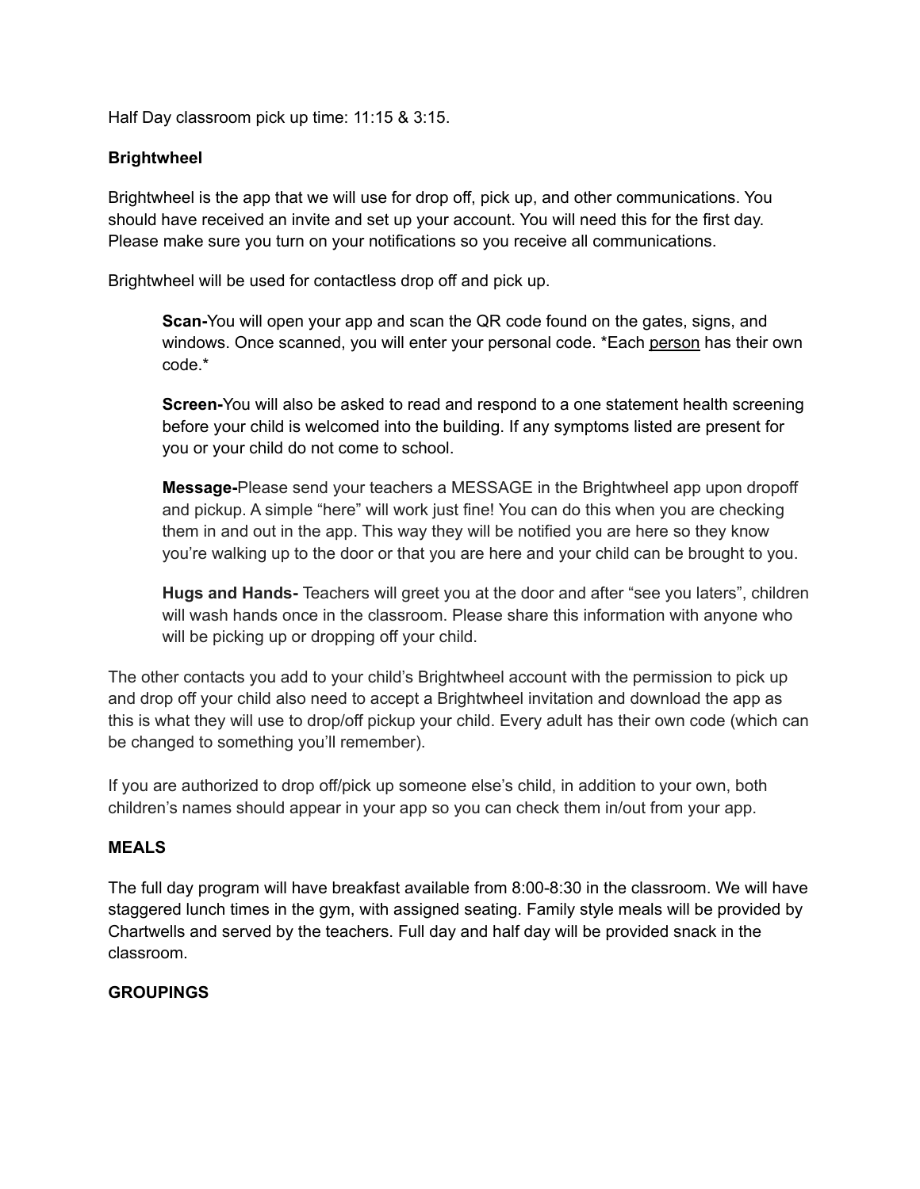Half Day classroom pick up time: 11:15 & 3:15.

**Brightwheel**

Brightwheel is the app that we will use for drop off, pick up, and other communications. You should have received an invite and set up your account. You will need this for the first day. Please make sure you turn on your notifications so you receive all communications.

Brightwheel will be used for contactless drop off and pick up.

> **Scan-**You will open your app and scan the QR code found on the gates, signs, and windows. Once scanned, you will enter your personal code. *Each <u>person</u> has their own code.*
>
> **Screen-**You will also be asked to read and respond to a one statement health screening before your child is welcomed into the building. If any symptoms listed are present for you or your child do not come to school.
>
> **Message-**Please send your teachers a MESSAGE in the Brightwheel app upon dropoff and pickup. A simple "here" will work just fine! You can do this when you are checking them in and out in the app. This way they will be notified you are here so they know you're walking up to the door or that you are here and your child can be brought to you.
>
> **Hugs and Hands-** Teachers will greet you at the door and after "see you laters", children will wash hands once in the classroom. Please share this information with anyone who will be picking up or dropping off your child.

The other contacts you add to your child's Brightwheel account with the permission to pick up and drop off your child also need to accept a Brightwheel invitation and download the app as this is what they will use to drop/off pickup your child. Every adult has their own code (which can be changed to something you'll remember).

If you are authorized to drop off/pick up someone else's child, in addition to your own, both children's names should appear in your app so you can check them in/out from your app.

**MEALS**

The full day program will have breakfast available from 8:00-8:30 in the classroom. We will have staggered lunch times in the gym, with assigned seating. Family style meals will be provided by Chartwells and served by the teachers. Full day and half day will be provided snack in the classroom.

**GROUPINGS**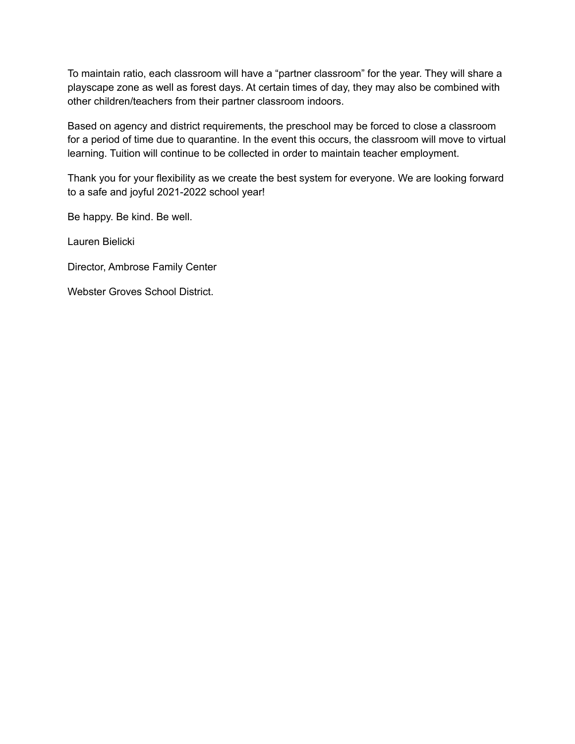To maintain ratio, each classroom will have a "partner classroom" for the year. They will share a playscape zone as well as forest days. At certain times of day, they may also be combined with other children/teachers from their partner classroom indoors.

Based on agency and district requirements, the preschool may be forced to close a classroom for a period of time due to quarantine. In the event this occurs, the classroom will move to virtual learning. Tuition will continue to be collected in order to maintain teacher employment.

Thank you for your flexibility as we create the best system for everyone. We are looking forward to a safe and joyful 2021-2022 school year!

Be happy. Be kind. Be well.

Lauren Bielicki

Director, Ambrose Family Center

Webster Groves School District.